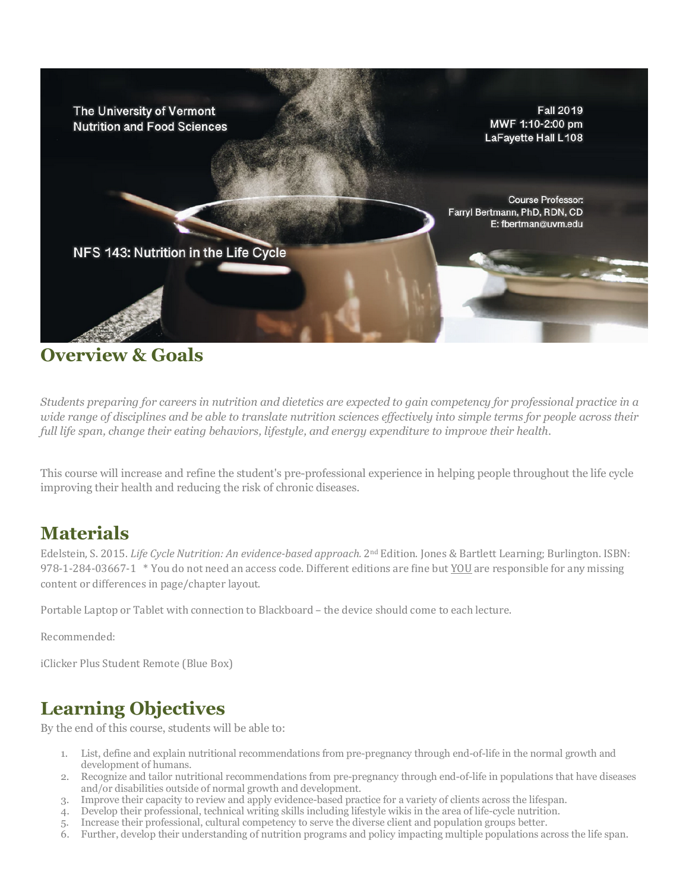The University of Vermont
Nutrition and Food Sciences

Fall 2019
MWF 1:10-2:00 pm
LaFayette Hall L108

Course Professor:
Farryl Bertmann, PhD, RDN, CD
E: fbertman@uvm.edu

NFS 143: Nutrition in the Life Cycle

## Overview & Goals

*Students preparing for careers in nutrition and dietetics are expected to gain competency for professional practice in a wide range of disciplines and be able to translate nutrition sciences effectively into simple terms for people across their full life span, change their eating behaviors, lifestyle, and energy expenditure to improve their health.*

This course will increase and refine the student's pre-professional experience in helping people throughout the life cycle improving their health and reducing the risk of chronic diseases.

## Materials

Edelstein, S. 2015. *Life Cycle Nutrition: An evidence-based approach.* 2nd Edition. Jones & Bartlett Learning; Burlington. ISBN: 978-1-284-03667-1 * You do not need an access code. Different editions are fine but YOU are responsible for any missing content or differences in page/chapter layout.

Portable Laptop or Tablet with connection to Blackboard – the device should come to each lecture.

Recommended:

iClicker Plus Student Remote (Blue Box)

## Learning Objectives

By the end of this course, students will be able to:

1. List, define and explain nutritional recommendations from pre-pregnancy through end-of-life in the normal growth and development of humans.
2. Recognize and tailor nutritional recommendations from pre-pregnancy through end-of-life in populations that have diseases and/or disabilities outside of normal growth and development.
3. Improve their capacity to review and apply evidence-based practice for a variety of clients across the lifespan.
4. Develop their professional, technical writing skills including lifestyle wikis in the area of life-cycle nutrition.
5. Increase their professional, cultural competency to serve the diverse client and population groups better.
6. Further, develop their understanding of nutrition programs and policy impacting multiple populations across the life span.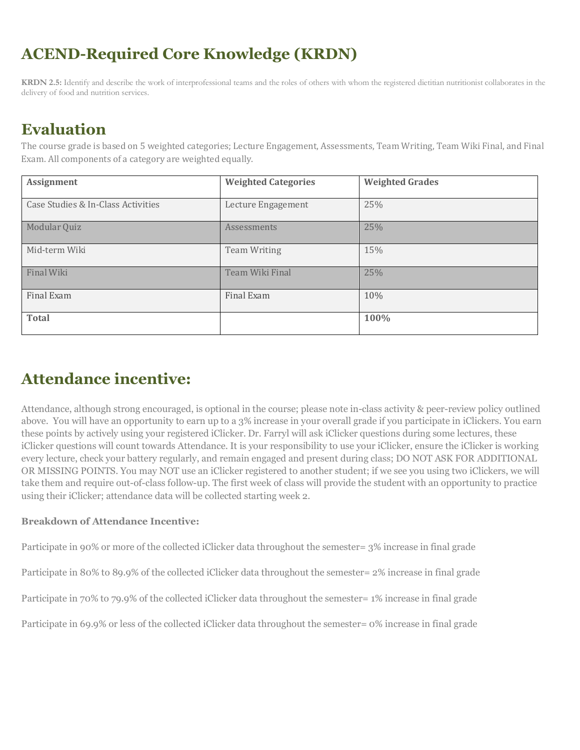# ACEND-Required Core Knowledge (KRDN)

**KRDN 2.5:** Identify and describe the work of interprofessional teams and the roles of others with whom the registered dietitian nutritionist collaborates in the delivery of food and nutrition services.

# Evaluation

The course grade is based on 5 weighted categories; Lecture Engagement, Assessments, Team Writing, Team Wiki Final, and Final Exam. All components of a category are weighted equally.

| Assignment | Weighted Categories | Weighted Grades |
|---|---|---|
| Case Studies & In-Class Activities | Lecture Engagement | 25% |
| Modular Quiz | Assessments | 25% |
| Mid-term Wiki | Team Writing | 15% |
| Final Wiki | Team Wiki Final | 25% |
| Final Exam | Final Exam | 10% |
| **Total** | | **100%** |

# Attendance incentive:

Attendance, although strong encouraged, is optional in the course; please note in-class activity & peer-review policy outlined above. You will have an opportunity to earn up to a 3% increase in your overall grade if you participate in iClickers. You earn these points by actively using your registered iClicker. Dr. Farryl will ask iClicker questions during some lectures, these iClicker questions will count towards Attendance. It is your responsibility to use your iClicker, ensure the iClicker is working every lecture, check your battery regularly, and remain engaged and present during class; DO NOT ASK FOR ADDITIONAL OR MISSING POINTS. You may NOT use an iClicker registered to another student; if we see you using two iClickers, we will take them and require out-of-class follow-up. The first week of class will provide the student with an opportunity to practice using their iClicker; attendance data will be collected starting week 2.

**Breakdown of Attendance Incentive:**

Participate in 90% or more of the collected iClicker data throughout the semester= 3% increase in final grade

Participate in 80% to 89.9% of the collected iClicker data throughout the semester= 2% increase in final grade

Participate in 70% to 79.9% of the collected iClicker data throughout the semester= 1% increase in final grade

Participate in 69.9% or less of the collected iClicker data throughout the semester= 0% increase in final grade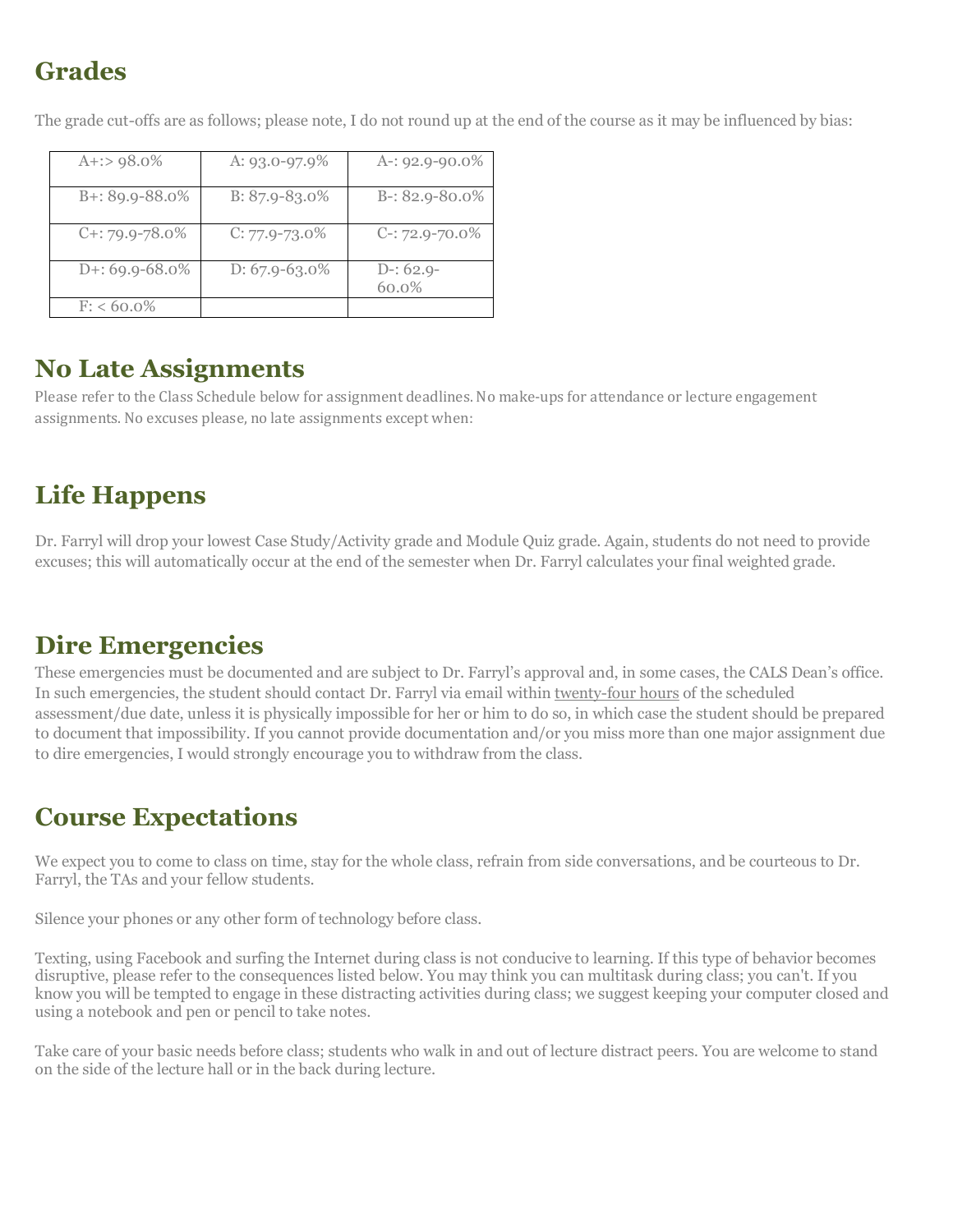## Grades

The grade cut-offs are as follows; please note, I do not round up at the end of the course as it may be influenced by bias:

| | | |
|---|---|---|
| A+:> 98.0% | A: 93.0-97.9% | A-: 92.9-90.0% |
| B+: 89.9-88.0% | B: 87.9-83.0% | B-: 82.9-80.0% |
| C+: 79.9-78.0% | C: 77.9-73.0% | C-: 72.9-70.0% |
| D+: 69.9-68.0% | D: 67.9-63.0% | D-: 62.9-60.0% |
| F: < 60.0% | | |

## No Late Assignments

Please refer to the Class Schedule below for assignment deadlines. No make-ups for attendance or lecture engagement assignments. No excuses please, no late assignments except when:

## Life Happens

Dr. Farryl will drop your lowest Case Study/Activity grade and Module Quiz grade. Again, students do not need to provide excuses; this will automatically occur at the end of the semester when Dr. Farryl calculates your final weighted grade.

## Dire Emergencies

These emergencies must be documented and are subject to Dr. Farryl's approval and, in some cases, the CALS Dean's office. In such emergencies, the student should contact Dr. Farryl via email within twenty-four hours of the scheduled assessment/due date, unless it is physically impossible for her or him to do so, in which case the student should be prepared to document that impossibility. If you cannot provide documentation and/or you miss more than one major assignment due to dire emergencies, I would strongly encourage you to withdraw from the class.

## Course Expectations

We expect you to come to class on time, stay for the whole class, refrain from side conversations, and be courteous to Dr. Farryl, the TAs and your fellow students.

Silence your phones or any other form of technology before class.

Texting, using Facebook and surfing the Internet during class is not conducive to learning. If this type of behavior becomes disruptive, please refer to the consequences listed below. You may think you can multitask during class; you can't. If you know you will be tempted to engage in these distracting activities during class; we suggest keeping your computer closed and using a notebook and pen or pencil to take notes.

Take care of your basic needs before class; students who walk in and out of lecture distract peers. You are welcome to stand on the side of the lecture hall or in the back during lecture.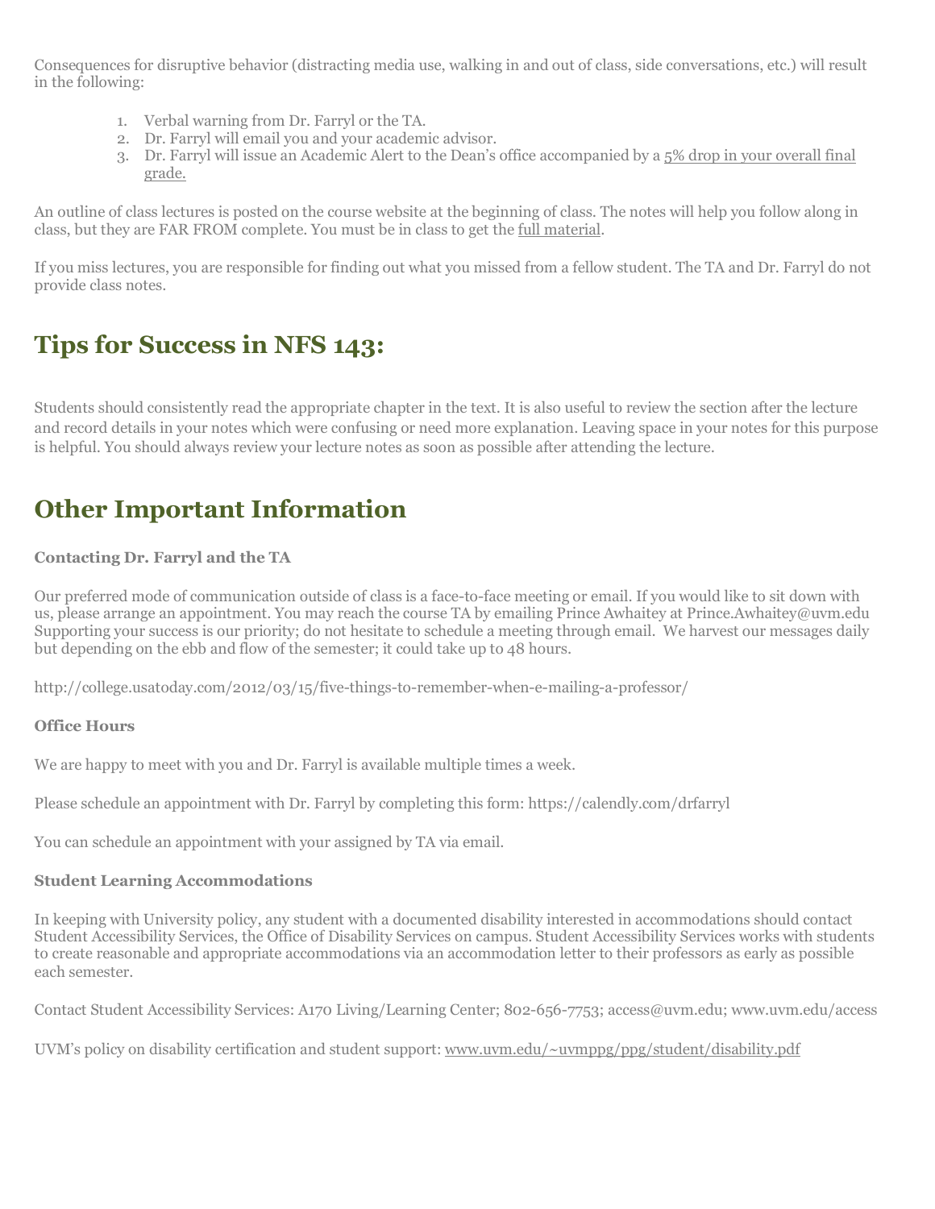Consequences for disruptive behavior (distracting media use, walking in and out of class, side conversations, etc.) will result in the following:

1. Verbal warning from Dr. Farryl or the TA.
2. Dr. Farryl will email you and your academic advisor.
3. Dr. Farryl will issue an Academic Alert to the Dean's office accompanied by a 5% drop in your overall final grade.

An outline of class lectures is posted on the course website at the beginning of class. The notes will help you follow along in class, but they are FAR FROM complete. You must be in class to get the full material.

If you miss lectures, you are responsible for finding out what you missed from a fellow student. The TA and Dr. Farryl do not provide class notes.

## Tips for Success in NFS 143:

Students should consistently read the appropriate chapter in the text. It is also useful to review the section after the lecture and record details in your notes which were confusing or need more explanation. Leaving space in your notes for this purpose is helpful. You should always review your lecture notes as soon as possible after attending the lecture.

## Other Important Information

**Contacting Dr. Farryl and the TA**

Our preferred mode of communication outside of class is a face-to-face meeting or email. If you would like to sit down with us, please arrange an appointment. You may reach the course TA by emailing Prince Awhaitey at Prince.Awhaitey@uvm.edu Supporting your success is our priority; do not hesitate to schedule a meeting through email. We harvest our messages daily but depending on the ebb and flow of the semester; it could take up to 48 hours.

http://college.usatoday.com/2012/03/15/five-things-to-remember-when-e-mailing-a-professor/

**Office Hours**

We are happy to meet with you and Dr. Farryl is available multiple times a week.

Please schedule an appointment with Dr. Farryl by completing this form: https://calendly.com/drfarryl

You can schedule an appointment with your assigned by TA via email.

**Student Learning Accommodations**

In keeping with University policy, any student with a documented disability interested in accommodations should contact Student Accessibility Services, the Office of Disability Services on campus. Student Accessibility Services works with students to create reasonable and appropriate accommodations via an accommodation letter to their professors as early as possible each semester.

Contact Student Accessibility Services: A170 Living/Learning Center; 802-656-7753; access@uvm.edu; www.uvm.edu/access

UVM's policy on disability certification and student support: www.uvm.edu/~uvmppg/ppg/student/disability.pdf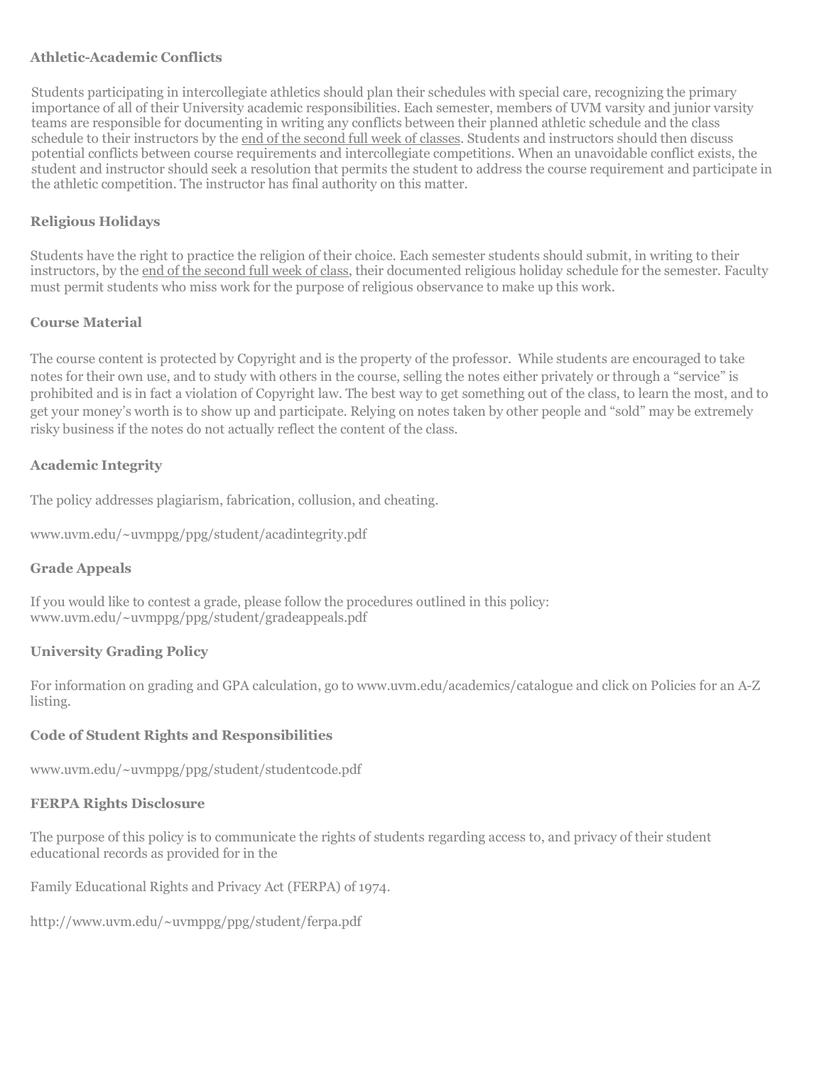### Athletic-Academic Conflicts

Students participating in intercollegiate athletics should plan their schedules with special care, recognizing the primary importance of all of their University academic responsibilities. Each semester, members of UVM varsity and junior varsity teams are responsible for documenting in writing any conflicts between their planned athletic schedule and the class schedule to their instructors by the end of the second full week of classes. Students and instructors should then discuss potential conflicts between course requirements and intercollegiate competitions. When an unavoidable conflict exists, the student and instructor should seek a resolution that permits the student to address the course requirement and participate in the athletic competition. The instructor has final authority on this matter.

### Religious Holidays

Students have the right to practice the religion of their choice. Each semester students should submit, in writing to their instructors, by the end of the second full week of class, their documented religious holiday schedule for the semester. Faculty must permit students who miss work for the purpose of religious observance to make up this work.

### Course Material

The course content is protected by Copyright and is the property of the professor. While students are encouraged to take notes for their own use, and to study with others in the course, selling the notes either privately or through a "service" is prohibited and is in fact a violation of Copyright law. The best way to get something out of the class, to learn the most, and to get your money's worth is to show up and participate. Relying on notes taken by other people and "sold" may be extremely risky business if the notes do not actually reflect the content of the class.

### Academic Integrity

The policy addresses plagiarism, fabrication, collusion, and cheating.

www.uvm.edu/~uvmppg/ppg/student/acadintegrity.pdf

### Grade Appeals

If you would like to contest a grade, please follow the procedures outlined in this policy:
www.uvm.edu/~uvmppg/ppg/student/gradeappeals.pdf

### University Grading Policy

For information on grading and GPA calculation, go to www.uvm.edu/academics/catalogue and click on Policies for an A-Z listing.

### Code of Student Rights and Responsibilities

www.uvm.edu/~uvmppg/ppg/student/studentcode.pdf

### FERPA Rights Disclosure

The purpose of this policy is to communicate the rights of students regarding access to, and privacy of their student educational records as provided for in the

Family Educational Rights and Privacy Act (FERPA) of 1974.

http://www.uvm.edu/~uvmppg/ppg/student/ferpa.pdf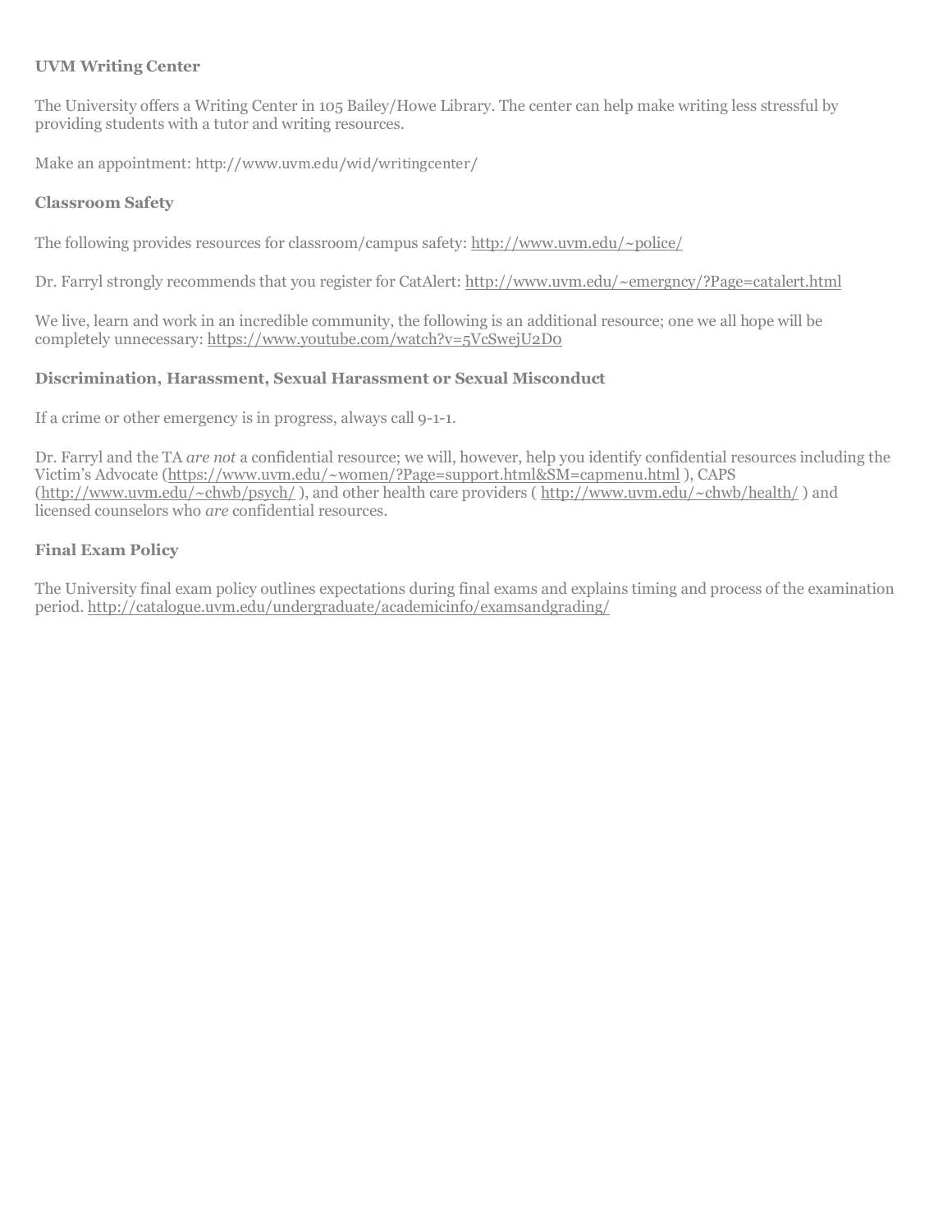**UVM Writing Center**

The University offers a Writing Center in 105 Bailey/Howe Library. The center can help make writing less stressful by providing students with a tutor and writing resources.

Make an appointment: http://www.uvm.edu/wid/writingcenter/

**Classroom Safety**

The following provides resources for classroom/campus safety: http://www.uvm.edu/~police/

Dr. Farryl strongly recommends that you register for CatAlert: http://www.uvm.edu/~emergncy/?Page=catalert.html

We live, learn and work in an incredible community, the following is an additional resource; one we all hope will be completely unnecessary: https://www.youtube.com/watch?v=5VcSwejU2D0

**Discrimination, Harassment, Sexual Harassment or Sexual Misconduct**

If a crime or other emergency is in progress, always call 9-1-1.

Dr. Farryl and the TA *are not* a confidential resource; we will, however, help you identify confidential resources including the Victim's Advocate (https://www.uvm.edu/~women/?Page=support.html&SM=capmenu.html ), CAPS (http://www.uvm.edu/~chwb/psych/ ), and other health care providers ( http://www.uvm.edu/~chwb/health/ ) and licensed counselors who *are* confidential resources.

**Final Exam Policy**

The University final exam policy outlines expectations during final exams and explains timing and process of the examination period. http://catalogue.uvm.edu/undergraduate/academicinfo/examsandgrading/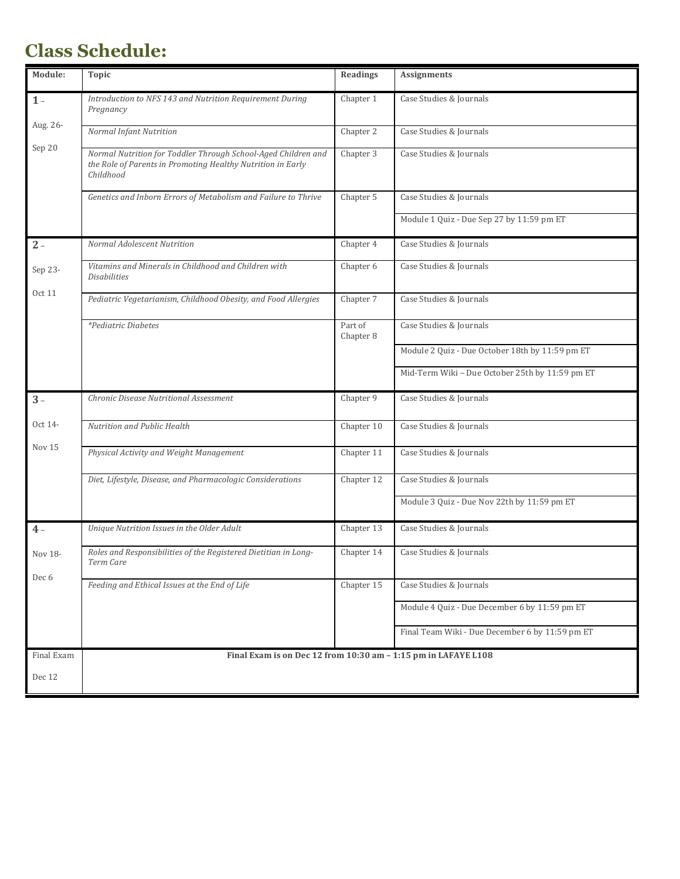## Class Schedule:

| Module: | Topic | Readings | Assignments |
|---|---|---|---|
| **1** – Aug. 26- Sep 20 | *Introduction to NFS 143 and Nutrition Requirement During Pregnancy* | Chapter 1 | Case Studies & Journals |
| | *Normal Infant Nutrition* | Chapter 2 | Case Studies & Journals |
| | *Normal Nutrition for Toddler Through School-Aged Children and the Role of Parents in Promoting Healthy Nutrition in Early Childhood* | Chapter 3 | Case Studies & Journals |
| | *Genetics and Inborn Errors of Metabolism and Failure to Thrive* | Chapter 5 | Case Studies & Journals |
| | | | Module 1 Quiz - Due Sep 27 by 11:59 pm ET |
| **2** – Sep 23- Oct 11 | *Normal Adolescent Nutrition* | Chapter 4 | Case Studies & Journals |
| | *Vitamins and Minerals in Childhood and Children with Disabilities* | Chapter 6 | Case Studies & Journals |
| | *Pediatric Vegetarianism, Childhood Obesity, and Food Allergies* | Chapter 7 | Case Studies & Journals |
| | *\*Pediatric Diabetes* | Part of Chapter 8 | Case Studies & Journals |
| | | | Module 2 Quiz - Due October 18th by 11:59 pm ET |
| | | | Mid-Term Wiki – Due October 25th by 11:59 pm ET |
| **3** – Oct 14- Nov 15 | *Chronic Disease Nutritional Assessment* | Chapter 9 | Case Studies & Journals |
| | *Nutrition and Public Health* | Chapter 10 | Case Studies & Journals |
| | *Physical Activity and Weight Management* | Chapter 11 | Case Studies & Journals |
| | *Diet, Lifestyle, Disease, and Pharmacologic Considerations* | Chapter 12 | Case Studies & Journals |
| | | | Module 3 Quiz - Due Nov 22th by 11:59 pm ET |
| **4** – Nov 18- Dec 6 | *Unique Nutrition Issues in the Older Adult* | Chapter 13 | Case Studies & Journals |
| | *Roles and Responsibilities of the Registered Dietitian in Long-Term Care* | Chapter 14 | Case Studies & Journals |
| | *Feeding and Ethical Issues at the End of Life* | Chapter 15 | Case Studies & Journals |
| | | | Module 4 Quiz - Due December 6 by 11:59 pm ET |
| | | | Final Team Wiki - Due December 6 by 11:59 pm ET |
| Final Exam Dec 12 | **Final Exam is on Dec 12 from 10:30 am – 1:15 pm in LAFAYE L108** | | |